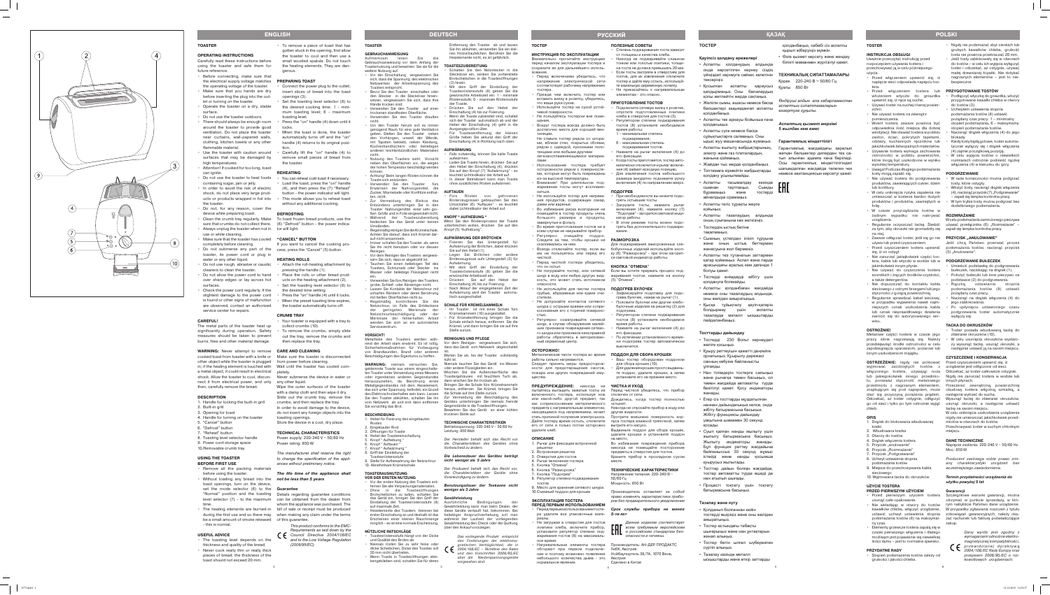# ENGLISH

## TOASTER

### OPERATING INSTRUCTIONS

Carefully read these instructions before using the toaster and safe them for future reference.

- Before connecting, make sure that the electrical supply voltage matches the operating voltage of the toaster.
- Make sure that you hands are dry before inserting the plug into the outlet or turning on the toaster.
- Operate the toaster on a dry, stable surface.
- Do not use the toaster outdoors.
- There should always be enough room around the toaster to provide good ventilation. Do not place the toaster near curtains, wall-papered walls, clothing, kitchen towels or any other flammable material.
- Use the toaster with caution around surfaces that may be damaged by high temperatures.
- Attention! If cooked for too long, toast can ignite.
- Do not use the toaster to heat foods containing sugar, jam or jelly.
- In order to avoid the risk of electric shock, do not place very large products or products wrapped in foil into the toaster.
- Do not, for any reason, cover the device while operating.
- Clean the crumb tray regularly. Make sure that crumbs do not collect there.
- Always unplug the toaster when not in use or while cleaning.
- Make sure that the toaster has cooled completely before cleaning.
- Do not submerse any part of the toaster, its power cord or plug in water or any other liquid.
- Do not use rough, abrasive or caustic cleaners to clean the toaster.
- Do not allow the power cord to hang over sharp edges or lay across hot surfaces.
- Check the power cord regularly. If the slightest damage to the power cord is found or other signs of malfunction are observed, contact an authorized service center for repairs.

### CAREFUL!

The metal parts of the toaster heat up significantly during operation. Safety measures should be taken to prevent burns, fires and other material damage.

**WARNING:** Never attempt to remove cooked toast from toaster with a knife or other object while the toaster is plugged in; if the heating element is touched with a metal object, it could result in electrical shock. Allow the toaster to cool, disconnect it from electrical power, and only then, carefully remove the bread.

### DESCRIPTION

1. Handle for locking the built-in grill
2. Built-in grill
3. Opening for toast
4. Handle for turning on the toaster
5. "Cancel" button
6. "Defrost" button
7. "Reheat" button
8. Toasting level selector handle
9. Power cord storage space
10. Removable crumb tray

### USING THE TOASTER

#### BEFORE FIRST USE

- Remove all the packing materials before using the toaster.
- Without loading any bread into the toast openings, turn on the device, set the mode selector (8) to the "Normal" position and the toasting level selector (7) – to the maximum time.
- The heating elements are burned-in during the first use and so there may be a small amount of smoke released – this is normal.

#### USEFUL ADVICE

- The toasting level depends on the thickness and quality of the bread.
- Never cook only thin or really thick pieces of bread, the thickness of the toast should not exceed 20 mm.
- To remove a piece of toast that has gotten stuck in the opening, first allow the toaster to cool and then use a small wooden spatula. Do not touch the heating elements. They are dangerous.

#### PREPARING TOAST

- Connect the power plug to the outlet; insert slices of bread into the toast openings (3).
- Set the toasting level selector (8) to the desired cooking time: 1 – minimum toasting level; 6 – maximum toasting level.
- Press the "on" handle (4) down until it locks.
- When the toast is done, the toaster automatically turns off and the "on" handle (4) returns to its original position.
- Carefully lift the "on" handle (4) to remove small pieces of bread from the toaster.

#### REHEATING

- You can reheat cold toast if necessary.
- Load the toast, press the "on" handle (4), and then press the (7) "Reheat" button – the power indicator will light.
- This mode allows you to reheat toast without any additional cooking.

#### DEFROSTING

To toast frozen bread products, use the (6) "Defrost" button – the power indicator will light.

#### "CANCEL" BUTTON

If you want to cancel the cooking process, press the "Cancel" (5) button.

#### HEATING ROLLS

- Attach the roll-heating attachment by pressing the handle (1).
- Place the rolls or other bread products on the heating attachment (2).
- Set the toasting level selector (8) to the desired time setting.
- Press the "on" handle (4) until it locks.
- When the preset toasting time expires, the toaster automatically turns off.

#### CRUMB TRAY

- Your toaster is equipped with a tray to collect crumbs (10).
- To remove the crumbs, simply slide out the tray, remove the crumbs and then replace the tray.

### CARE AND CLEANING

Make sure the toaster is disconnected from power before cleaning.
Wait until the toaster has cooled completely.
Never submerse the device in water or any other liquid.
Wipe the outer surfaces of the toaster with a damp cloth and then wipe it dry.
Slide out the crumb tray, remove the crumbs, and then replace the tray.
In order to avoid damage to the device, do not insert any foreign objects into the toasting openings.
Store the device in a cool, dry place.

### TECHNICAL CHARACTERISTICS

Power supply: 220-240 V ~ 50/60 Hz
Power rating: 850 W

*The manufacturer shall reserve the right to change the specification of the appliances without preliminary notice.*

***The life time of the appliance shall not be less than 5 years***

#### Guarantee

Details regarding guarantee conditions can be obtained from the dealer from whom the appliance was purchased. The bill of sale or receipt must be produced when making any claim under the terms of this guarantee.

*This product conforms to the EMC-Requirements as laid down by the Council Directive 2004/108/EC and to the Low Voltage Regulation (2006/95/EC)*

# DEUTSCH

## TOASTER

### GEBRAUCHSANWEISUNG

Aufmerksam lesen Sie die Gebrauchsanweisung vor dem Anfang der Toasterbenutzung und bewahren Sie sie für die weitere Nutzung auf.

- Vor der Einschaltung vergewissern Sie sich, dass die Spannung des elektrischen Netzwerkes der Arbeitsspannung des Toasters entspricht.
- Bevor Sie den Toaster einschalten oder den Stecker in die Steckdose hineinsetzen, vergewissern Sie sich, dass Ihre Hände trocken sind.
- Verwenden Sie den Toaster auf einer trockenen standfesten Oberfläche.
- Verwenden Sie den Toaster draußen nicht.
- Um den Toaster herum soll es immer genügend Raum für eine gute Ventilation geben. Stellen Sie den Toaster neben den Vorhängen, unweit der Wände, mit Tapeten beklebt, neben Kleidung, Küchenhandtüchern oder beliebigen anderen leichtentzündlichen Materialien nicht.
- Nutzung des Toasters sieht Vorsicht neben den Oberflächen vor, die wegen der hohen Temperatur beschädigt werden können.
- Achtung! Beim langen Rösten können die Toaste sich entzünden.
- Verwenden Sie den Toaster für Erwärmen der Nahrungsmittel, die Zucker, Marmelade oder Konfitüre enthalten, nicht.
- Zur Vermeidung des Risikos des Elektroschlags unterbringen Sie in den Toaster Nahrungsmittel einer sehr großen Größe und in Folie eingewickelt nicht.
- Während der Toasterzubereitung bedecken Sie das Gerät unter keinen Umständen.
- Regelmäßig reinigen Sie die Krümelschale. Achten Sie darauf, dass sich Krümel darauf nicht ansammeln.
- Immer schalten Sie den Toaster ab, wenn Sie ihn nicht benutzen oder vor dessen Reinigen.
- Vor dem Reinigen des Toasters vergewissern Sie sich, dass er abgekühlt ist.
- Tauchen Sie einen beliebigen Teil des Toasters, Schnur oder Stecker ins Wasser oder beliebige Flüssigkeit nicht ein.
- Verwenden Sie für Reinigen des Toasters grobe, Schleif- oder Ätzreiniger nicht.
- Lassen Sie Kontakte der Netzschnur mit scharfen Kanten oder deren Berührung mit heißen Oberflächen nicht zu.
- Regelmäßig kontrollieren Sie die Netzschnur. Im Falle des Entdeckens der geringsten Merkmale der Netzschnurbeschädigung oder der Merkmale der fehlerhaften Arbeit wenden Sie sich an ein autorisiertes Servicezentrum.

### VORSICHT!

Metallteile des Toasters werden während der Arbeit stark erwärmt. Es ist nötig, Sicherheitsmaßnahmen zur Vorbeugung von Brandwunden, Brand oder anderen Beschädigungen des Eigentums zu treffen.

**WARNUNG:** niemals versuchen Sie, gebratene Toaste aus dem angeschalteten Toaster unter Verwendung eines Messers oder irgendeines anderen Gegenstandes herauszuziehen; die Berührung eines Metallgegenstandes mit dem Heizelement, das sich unter Spannung befindet, kann ein Grund des Elektroschocks werden. Lassen Sie den Toaster abkühlen, schalten Sie ihn vom Netzwerk ab und erst dann entfernen Sie vorsichtig das Brot.

### BESCHREIBUNG

1. Hebel für Fixierung des eingebauten Rostes
2. Eingebauter Rost
3. Öffnungen für Toaste
4. Hebel der Toastereinschaltung
5. Knopf " Aufheben "
6. Knopf " Auftauen "
7. Knopf " Aufwärmung "
8. Griff der Einstellung der Toasterzubereitungsstufe
9. Stelle für Aufbewahrung der Netzschnur
10. Abnehmbare Krümelschale

### TOASTERAUSNUTZUNG VOR DER ERSTEN NUTZUNG

- Vor der ersten Nutzung des Toasters entfernen Sie alle Verpackungsmaterialien.
- Ohne in die Toasteröffnungen Brotscheibchen zu laden, schalten Sie das Gerät ein, bringen Sie den Griff der Einstellung der Toasterröststufe (8) auf maximale Zeit.
- Heizelemente des Toasters brennen bei erster Einschaltung durch, und deswegen ist Entstehen einer kleinen Rauchmenge möglich – es ist eine normale Erscheinung.

### NÜTZLICHE RATSCHLÄGE

- Toasterröststufe hängt von der Dicke und Qualität des Brotes ab.
- Niemals rösten Sie zu sehr feine oder dicke Scheibchen, Dicke des Toastes soll 20 mm nicht überheben.
- Wenn Toaste in Toasteröffnungen steckengeblieben sind, schalten Sie für deren Entfernung den Toaster ab und lassen Sie ihn abkühlen. Verwenden Sie einen nicht großen Holzschaufelchen. Berühren Sie die Heizelemente nicht, es ist gefährlich.

### TOASTESZUBEREITUNG

- Schalten Sie den Netzstecker in die Steckdose ein, senken Sie notwendige Brotscheibchen in die Toasteröffnungen (3) hinein.
- Mit dem Griff der Einstellung der Toasterröststufe (8) geben Sie die gewünschte Arbeitszeit ein: 1 – minimale Röststufe; 6 – maximale Röststufe der Toaste.
- Drücken Sie auf den Hebel der Einschaltung (4) bis zur Fixierung.
- Wenn die Toaste geröstet sind, schaltet sich der Toaster automatisch ab und der Hebel der Einschaltung (4) geht in die Ausgangsposition über.
- Für Toastentfernung der kleinen Größe heben Sie akkurat den Griff der Einschaltung (4) in Richtung nach oben.

### AUFWÄRMUNG

- Falls notwendig, können Sie kalte Toaste aufwärmen.
- Laden Sie Toaste hinein, drücken Sie auf den Hebel der Einschaltung (4), drücken Sie auf den Knopf (7) "Aufwärmung" – es leuchtet Lichtindikator der Arbeit auf.
- In dieser Betriebsart kann man Toaste ohne zusätzliches Rösten aufwärmen.

### AUFTAUEN

- Für Rösten von gefrorenen Brotzeugnissen gebrauchen Sie den Umschalter (6) "Auftauen" – es leuchtet dabei Lichtindikator der Arbeit auf.

### KNOPF " AUFHEBUNG "

Wenn Sie den Röstungsprozess der Toaste unterbrechen wollen, drücken Sie auf den Knopf (5) "Aufhebung".

### AUFWÄRMUNG DER BRÖTCHEN

- Fixieren Sie das Gitterpaket für Aufwärmung der Brötchen, dabei drücken Sie auf den Hebel (1).
- Legen Sie Brötchen oder andere Brotzeugnisse aufs Gitterpaket (2) für Aufwärmung.
- Mit dem Griff der Einstellung der Toasterröststufe (8) geben Sie die erforderliche Arbeitszeit ein.
- Drücken Sie auf den Hebel der Einschaltung (4) bis zur Fixierung.
- Nach Ablauf der eingegebenen Zeit der Aufwärmung wird der Toaster automatisch ausgeschaltet.

### SCHALE FÜR KRÜMELSAMMELN

- Ihr Toaster ist mit einer Schale fürs Krümelsammeln (10) ausgestattet.
- Für Krümelentfernung bringen Sie die Schale einfach heraus, entfernen Sie die Krümel, und dann bringen Sie sie auf ihre Stelle zurück.

### REINIGUNG UND PFLEGE

Vor dem Reinigen vergewissern Sie sich, dass das Gerät vom Netzwerk abgeschaltet ist.
Warten Sie ab, bis der Toaster vollständig abkühlt.
Niemals tauchen Sie das Gerät ins Wasser oder andere Flüssigkeiten ein.
Wischen Sie die Außenoberflächen des Toastergehäuses mit feuchtem Tuch ab, dann wischen Sie es trocken.
Bringen Sie die Schale fürs Krümelsammeln heraus, entfernen Sie Krümel, bringen Sie die Schale auf ihre Stelle zurück.
Zur Vermeidung der Beschädigung des Gerätes unterbringen Sie niemals fremde Gegenstände in die Toasteröffnungen.
Bewahren Sie das Gerät an einer kühlen trockenen Stelle auf.

### TECHNISCHE CHARAKTERISTIKEN

Betriebsspannung: 220-240 V ~ 50/60 Hz
Leistung: 850 Watt

*Der Hersteller behält sich das Recht vor die Charakteristiken des Gerätes ohne Vorbescheid zu ändern.*

***Die Lebensdauer des Gerätes beträgt nicht weniger als 5 Jahre***

*Der Produzent behält sich das Recht vor, die Charakteristiken der Geräte ohne Vorankündigung zu ändern.*

***Benutzungsdauer der Teekanne nicht weniger als 3 Jahre***

#### Gewährleistung

Ausführliche Bedingungen der Gewährleistung kann man beim Dealer, der diese Geräte verkauft hat, bekommen. Bei beliebiger Anspruchserhebung soll man während der Laufzeit der vorliegenden Gewährleistung den Check oder die Quittung über den Ankauf vorlegen.

*Das vorliegende Produkt entspricht den Forderungen der elektromagnetischen Verträglichkeit, die in 2004/108/EC – Richtlinie des Rates und den Vorschriften 2006/95/EC über die Niederspannungsgeräte vorgesehen sind.*

# РУССКИЙ

## ТОСТЕР

### ИНСТРУКЦИЯ ПО ЭКСПЛУАТАЦИИ

Внимательно прочитайте инструкцию перед началом эксплуатации тостера и сохраните ее для дальнейшего использования.

- Перед включением убедитесь, что напряжение электрической сети соответствует рабочему напряжению тостера.
- Прежде чем включить тостер или вставить вилку в розетку, убедитесь, что ваши руки сухие.
- Используйте тостер на сухой устойчивой поверхности.
- Не пользуйтесь тостером вне помещения.
- Вокруг тостера всегда должно быть достаточно места для хорошей вентиляции. Не ставьте тостер рядом со шторами, вблизи стен, оклеенных обоями, рядом с одеждой, кухонными полотенцами или любыми другими легковоспламеняющимися материалами.
- Использование тостера требует осторожности рядом с поверхностями, которые могут быть повреждены из-за высокой температуры.
- Внимание! При длительном поджаривании тосты могут воспламениться.
- Не используйте тостер для нагревания продуктов, содержащих сахар, джем или варенье.
- Во избежание риска возгорания не помещайте в тостер продукты очень большого размера и продукты, завернутые в фольгу.
- Во время приготовления тостов ни в коем случае не накрывайте прибор.
- Регулярно очищайте поддон. Следите за тем, чтобы крошки не скапливались на нем.
- Всегда отключайте тостер, если вы им не пользуетесь или перед его чисткой.
- Перед чисткой тостера убедитесь, что он остыл.
- Не погружайте тостер, сетевой шнур и вилку в воду или любую другую жидкость, это может стать источником опасности.
- Не используйте для чистки тостера грубые, абразивные или едкие очистители.
- Не допускайте контакта сетевого шнура с острыми кромками или соприкосновения его с горячей поверхностью.
- Регулярно осматривайте сетевой шнур, в случае обнаружения малейших признаков повреждения сетевого шнура или признаков неисправной работы обратитесь в авторизованный сервисный центр.

### ОСТОРОЖНО!

Металлические части тостера во время работы сильно нагреваются. Следует принять меры предосторожности для предотвращения ожогов, пожара или других повреждений имущества.

**ПРЕДУПРЕЖДЕНИЕ:** никогда не пытайтесь вытащить зажаренные тосты из включенного тостера, используя нож или какой-либо другой предмет, так как соприкосновение металлического предмета с нагревательным элементом, находящимся под напряжением, может стать причиной поражения электротоком. Дайте тостеру время остыть, отключите его от сети и только потом осторожно удалите хлеб.

### ОПИСАНИЕ

1. Рычаг для фиксации встроенной решетки
2. Встроенная решетка
3. Отверстия для тостов
4. Рычаг включения тостера
5. Кнопка "Отмена"
6. Кнопка "Разморозка"
7. Кнопка "Подогрев"
8. Регулятор степени поджаривания тостов
9. Место для хранения сетевого шнура
10. Съемный поддон для крошек

### ЭКСПЛУАТАЦИЯ ТОСТЕРА

#### ПЕРЕД ПЕРВЫМ ИСПОЛЬЗОВАНИЕМ

- Перед первым использованием тостера удалите все упаковочные материалы.
- Не загружая в отверстия для тостов ломтики хлеба, включите прибор, установите регулятор степени поджаривания тостов (8) на максимальное время.
- Нагревательные элементы тостера обгорают при первом подключении и поэтому возможно появление небольшого количества дыма – это нормальное явление.

#### ПОЛЕЗНЫЕ СОВЕТЫ

- Степень поджаривания тостов зависит от толщины и качества хлеба.
- Никогда не поджаривайте слишком тонкие или толстые ломтики, толщина тоста не должна превышать 20 мм.
- Если тосты застряли в отверстиях для тостов, для их извлечения отключите тостер и дайте ему остыть, используйте маленькую деревянную лопатку. Не прикасайтесь к нагревательным элементам – это опасно.

#### ПРИГОТОВЛЕНИЕ ТОСТОВ

- Подключите сетевую вилку к розетке, опустите подготовленные ломтики хлеба в отверстия для тостов (3).
- Регулятором степени поджаривания тостов (8) установите необходимое время работы:
  1 – минимальная степень поджаривания;
  6 – максимальная степень поджаривания тостов.
- Нажмите на рычаг включения (4) до его фиксации.
- Когда тосты приготовятся, тостер автоматически отключится и рычаг включения (4) займет исходную позицию.
- Для извлечения тостов небольшого размера аккуратно поднимите ручку включения (4) по направлению вверх.

#### ПОДОГРЕВ

- При необходимости вы можете подогреть остывшие тосты.
- Загрузите тосты, нажмите рычаг включения (4), нажмите кнопку (7) "Подогрев" – загорится световой индикатор работы.
- В этом режиме тосты можно подогреть без дополнительного поджаривания.

#### РАЗМОРОЗКА

Для поджаривания замороженных хлебобулочных изделий используйте кнопку (6) "Разморозка" - при этом загорится световой индикатор работы.

#### КНОПКА "ОТМЕНА"

Если вы хотите прервать процесс поджаривания тостов, нажмите на кнопку (5) "Отмена".

#### ПОДОГРЕВ БУЛОЧЕК

- Зафиксируйте подставку для подогрева булочек, нажав на рычаг (1).
- Положите булочки или другие хлебобулочные изделия на решетку (2) для подогрева.
- Регулятором степени поджаривания тостов (8) установите необходимое время работы.
- Нажмите на рычаг включения (4) до его фиксации.
- По истечении установленного времени подогрева тостер автоматически выключится.

#### ПОДДОН ДЛЯ СБОРА КРОШЕК

- Ваш тостер оборудован поддоном для сбора крошек (10).
- Для удаления крошек просто выдвиньте поддон, удалите крошки, а затем установите его на прежнее место.

### ЧИСТКА И УХОД

Перед чисткой убедитесь, что прибор отключен от сети.
Дождитесь, когда тостер полностью остынет.
Никогда не опускайте прибор в воду или другие жидкости.
Протрите внешние поверхности корпуса тостера влажной тряпочкой, затем вытрите его насухо.
Выдвиньте поддон для сбора крошек, удалите крошки и установите поддон на место.
Во избежание повреждения прибора никогда не помещайте посторонние предметы в отверстия для тостов.
Храните прибор в прохладном сухом месте.

### ТЕХНИЧЕСКИЕ ХАРАКТЕРИСТИКИ

Напряжение питания: 220-240 В ~ 50/60 Гц
Мощность: 850 Вт

*Производитель оставляет за собой право изменять характеристики прибора без предварительного уведомления*

***Срок службы прибора не менее 5-ти лет***

*Данное изделие соответствует всем требуемым европейским и российским стандартам безопасности и гигиены.*

Производитель: АН-ДЕР ПРОДАКТС ГмбХ, Австрия
Нойбаугюртель 38/7А, 1070 Вена, Австрия
Сделано в Китае

# ҚАЗАҚ

## ТОСТЕР

### Қауіпсіз қолдану ережелері

- Аспапты алғаш қолданар алдында онда көрсетілген кернеу сіздің үйіңіздегі кернеуге сәйкес келетінін тексеріңіз.
- Қосылған аспапты қараусыз қалдырмаңыз. Оны балалардан алыс жерде сақтаңыз.
- Желілік сымы, ашасы немесе басқа бөлшектері зақымданған аспапты қолданбаңыз.
- Аспапты тек арнайы бөлмыша ғана қолданыңыз.
- Аспапты суға немесе басқа сұйықтықтарға салмаңыз.
- Аспапты тек үй жағдайында қолданыңыз.
- Тостердің ыстық беттеріне тимеңіз.
- Аспапты қолданбаған жағдайда немесе оны тазалау алдында, оны желіден ажыратыңыз.

### Тостерды дайындау

- Тостерді 230 Вольт кернеудегі желіге қосыңыз.
- Қуыру реттегішін қажетті деңгейге орнатыңыз.
- Нан тілімдерін тостерге салыңыз.
- Тостер дайын болған жағдайда, тостер автоматты түрде өшеді.
- Процесті тоқтату үшін тоқтату батырмасына басыңыз.

### Тазалау және күту

- Қолданып болғаннан кейін тостерді өшіріп, оны желіден ажыратыңыз.
- Тостер бетін ылғал шүберекпен сүртіп алыңыз.

### ТЕХНИКАЛЫҚ СИПАТТАМАЛАРЫ

Кернеу: 220-240 В ~ 50/60 Гц
Қуаты: 850 Вт

*Өндіруші алдын ала хабарламастан аспаптың сипаттамаларын өзгертуге құқылы.*

***Аспаптың қызмет мерзімі 5 жылдан кем емес***

#### Гарантиялық міндеттілігі

Гарантиялық жағдайлары туралы толық мәліметті аспапты сатып алған дилерден алуға болады. Кез келген шағым жасаған кезде сатып алғандығын растайтын чек немесе квитанцияны көрсету қажет.

# POLSKI

## TOSTER

### INSTRUKCJA OBSŁUGI

Uważnie przeczytać instrukcję przed rozpoczęciem używania tostera i przechowywać ją w celu późniejszego użycia.

- Przed włączeniem upewnić się, iż napięcie sieci odpowiada napięciu tostera.
- Przed włączeniem tostera lub włożeniem wtyczki do gniazdka upewnić się, iż ręce są suche.
- Używać toster na suchej równej powierzchni.
- Nie używać tostera na zewnątrz pomieszczenia.
- Wokół tostera zawsze powinna być odpowiednia ilość miejsca dla dobrej wentylacji. Nie stawiać tostera w pobliżu zasłon, ścian, pokrytych tapetami, odzieży, kuchennych ręczników lub innych łatwopalnych materiałów.
- Używanie tostera wymaga zachowania ostrożności w pobliżu powierzchni, które mogą być uszkodzone w wyniku wysokiej temperatury.
- Uwaga! Podczas długiego podsmażania tosty mogą się zapalić.
- Nie używać tostera do podgrzewania produktów, zawierających cukier, dżem lub konfitury.
- W celu uniknięcia ryzyka zapalenia nie umieszczać w tosterze bardzo dużych produktów i produktów, zawiniętych w folię.
- W czasie przyrządzania tostów w żadnym wypadku nie nakrywać urządzenia.
- Regularnie oczyszczać tackę. Śledzić za tym, aby okruszki nie gromadziły się na niej.
- Zawsze odłączać toster, jeśli się go nie używa lub przed czyszczeniem.
- Przed czyszczeniem tostera upewnić się, iż on ostygł.
- Nie zanurzać jakiejkolwiek części tostera, kabla lub wtyczki w wodzie lub w jakimkolwiek innym płynie.
- Nie używać do czyszczenia tostera szorstkich i żrących środków czystości.
- Nie dopuszczać do kontaktu kabla sieciowego z ostrymi krawędziami lub styczności z gorącą powierzchnią.
- Regularnie sprawdzać kabel sieciowy, w przypadku wykrycia nawet najmniejszych oznak uszkodzenia kabla lub oznak nieprawidłowego działania zwrócić się do autoryzowanego serwisu.

### OSTROŻNIE!

Metalowe części tostera w czasie jego pracy silnie nagrzewają się. Należy przedsięwziąć środki ostrożności w celu zapobiegania oparzeniom, pożarowi lub innym uszkodzeniom mienia.

**OSTRZEŻENIE:** nigdy nie próbować wyciągać zazłoconych tostów z włączonego tostera, używając noża lub jakiegokolwiek innego przedmiotu, ponieważ styczność metalowego przedmiotu z nagrzanym elementem, znajdującym się pod napięciem, może stać się przyczyną porażenia prądem. Odczekać, aż toster ostygnie, odłączyć go od sieci i tylko po tym ostrożnie wyjąć chleb.

### OPIS

1. Dźwignia do blokowania wbudowanej kratki
2. Wbudowana kratka
3. Otwory do tostów
4. Dźwignia włączania tostera
5. Przycisk „Anulowanie"
6. Przycisk „Rozmrażanie"
7. Przycisk „Podgrzewanie"
8. Uchwyt ustawienia stopnia podsmażania tostów
9. Miejsce do przechowywania kabla sieciowego
10. Wyjmowana tacka do okruszków

### UŻYCIE TOSTERA

#### PRZED PIERWSZYM UŻYCIEM

- Przed pierwszym użyciem tostera usunąć całe opakowanie.
- Nie wkładając w otwory do tostów kawałków chleba, włączyć urządzenie, ustawić uchwyt ustawienia stopnia podsmażania tostów (8) na maksymalny czas.
- Elementy grzewcze tostera opalają się w czasie pierwszego włączenia i dlatego możliwe jest pojawienie się niewielkiej ilości dymu – jest to normalne zjawisko.

#### PRZYDATNE RADY

- Stopień podsmażania tostów zależy od grubości i jakości chleba.
- Nigdy nie podsmażać zbyt cienkich lub grubych kawałków chleba, grubość tosta nie powinna przekraczać 20 mm.
- Jeśli tosty zablokowały się w otworach do tostów, w celu ich wyjęcia wyłączyć toster i odczekać, aż ostygnie, używać małej drewnianej łopatki. Nie dotykać nagrzanych elementów – jest to niebezpieczne.

#### PRZYGOTOWANIE TOSTÓW

- Podłączyć wtyczkę do gniazdka, włożyć przygotowane kawałki chleba w otwory do tostów (3).
- Uchwytem ustawienia stopnia podsmażania tostów (8) ustawić potrzebny czas pracy: 1 – minimalny stopień podsmażania; 6 – maksymalny stopień podsmażania tostów.
- Nacisnąć dźwignię włączenia (4) do jego blokady.
- Kiedy tosty będą gotowe, toster automatycznie wyłączy się i dźwignia włączenia (4) zajmie początkową pozycję.
- W celu wyjęcia tostów o niewielkich rozmiarach ostrożnie podnieść rączkę włączenia (4) w kierunku do góry.

#### PODGRZEWANIE

- W razie konieczności można podgrzać tosty, które ostygły.
- Włożyć tosty, nacisnąć dźwignię włączenia (4), nacisnąć przycisk (7) „Podgrzewanie" – zapali się lampka kontrolna pracy.
- W tym trybie tosty można podgrzać bez dodatkowego podsmażania.

#### ROZMRAŻANIE

W celu podsmażania zamrożonego pieczywa używać przełącznika (6) „Rozmrażanie" – zapali się lampka kontrolna pracy.

#### PRZYCISK „ANULOWANIE"

Jeśli chcą Państwo przerwać proces podsmażania tostów, nacisnąć przycisk (5) „Anulowanie".

#### PODGRZEWANIE BUŁECZEK

- Umieścić podstawkę do podgrzewania bułeczek, naciskając na dźwignię (1).
- Położyć bułeczki lub inne pieczywo na podstawce (2) do podgrzewania.
- Rączką ustawienia stopnia podsmażania tostów (8) ustawić potrzebny czas pracy.
- Nacisnąć na dźwignię włączenia (4) do jego zablokowania.
- Po upływie ustawionego czasu podgrzewania toster automatycznie wyłączy się.

#### TACKA DO OKRUSZKÓW

- Toster posiada wbudowaną tackę do zbierania okruszków (10).
- W celu usunięcia okruszków wystarczy wysunąć tackę, usunąć okruszki, a następnie ustawić ją na swoim miejscu.

### CZYSZCZENIE I KONSERWACJA

Przed czyszczeniem upewnić się, iż urządzenie jest odłączone od sieci.
Odczekać, aż toster całkowicie ostygnie.
Nigdy nie zanurzać tostera w wodzie lub innych płynach.
Przecierać zewnętrzną powierzchnię obudowy tostera wilgotną szmatką, a następnie wytrzeć do sucha.
Wysunąć tackę do zbierania okruszków, usunąć okruszki, a następnie ustawić tackę na swoim miejscu.
W celu uniknięcia uszkodzenia urządzenia nigdy nie umieszczać jakichkolwiek przedmiotów w otworach do tostów.
Przechowywać toster w suchym chłodnym miejscu.

### DANE TECHNICZNE

Napięcie zasilania: 220-240 V ~ 50/60 Hz
Moc: 850 W

*Producent zastrzega sobie prawo zmiany charakterystyki urządzeń bez wcześniejszego zawiadomienia.*

***Termin przydatności urządzenia do użytku powyżej 5 lat***

#### Gwarancji

Szczegółowe warunki gwarancji, można otrzymać w punkcie sprzedaży, w którym nabyliście Państwo dane urządzenie. W przypadku zgłaszania roszczeń z tytułu zobowiązań gwarancyjnych, należy okazać rachunek lub fakturę potwierdzającą zakup.

*Dany wyrób jest zgodny z wymaganiami odnośnie elektromagnetycznej kompatybilności, przewidzianej dyrektywą 2004/108/EC Rady Europy oraz przepisem 2006/95/EC o niskonapięciowych urządzeniach.*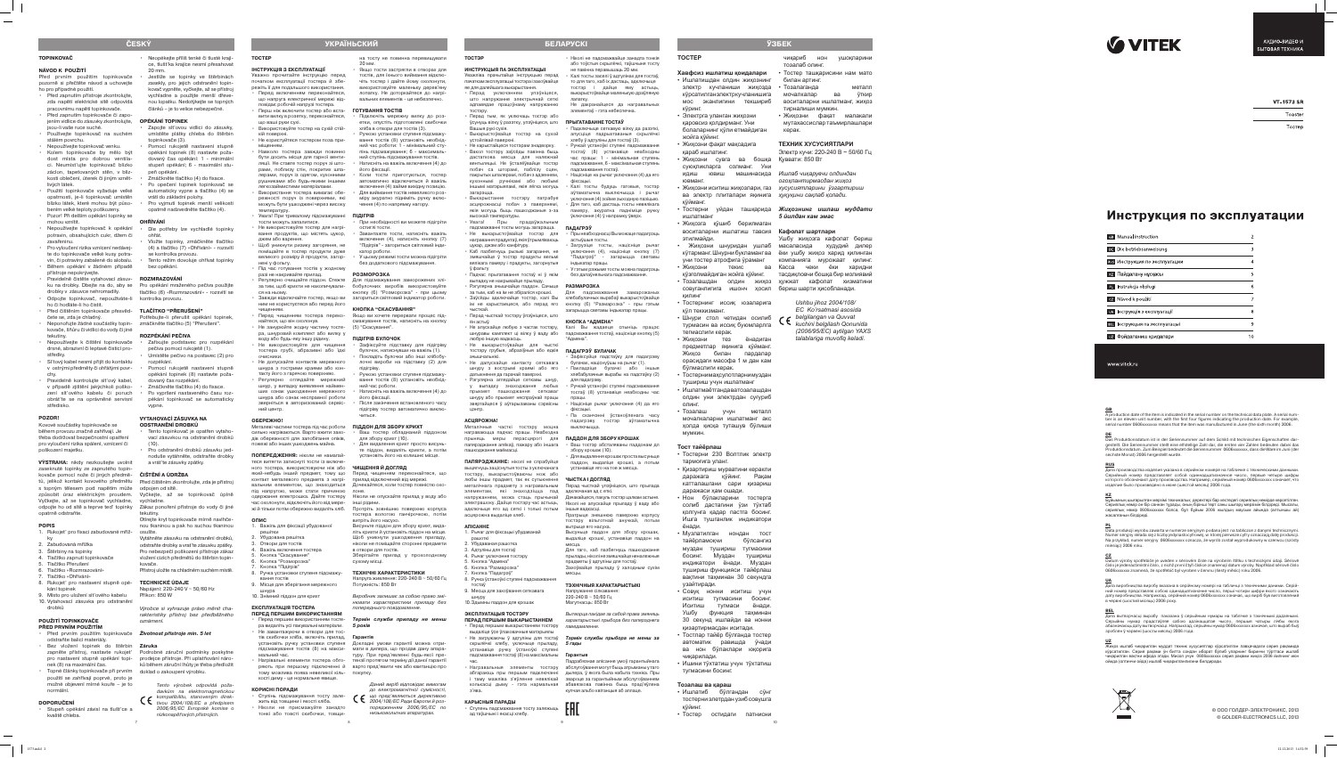# ČESKÝ

# УКРАЇНСЬКИЙ

# БЕЛАРУСКІ

# ЎЗБЕК

---

**VITEK**

АУДИО-ВИДЕО И БЫТОВАЯ ТЕХНИКА

**VT-1573 SR**

Toaster

Тостер

# Инструкция по эксплуатации

| | | |
|---|---|---|
| GB | Manual instruction | 2 |
| DE | Die Bedienungsanleitung | 3 |
| RU | Инструкция по эксплуатации | 4 |
| KZ | Пайдалану нұсқауы | 5 |
| PL | Instrukcja obsługi | 6 |
| CZ | Návod k použití | 7 |
| UA | Інструкція з експлуатації | 8 |
| BY | Інструкцыя па эксплуатацыі | 9 |
| UZ | Фойдаланиш қоидалари | 10 |

www.vitek.ru

© ООО ГОЛДЕР-ЭЛЕКТРОНИКС, 2013
© GOLDER-ELECTRONICS LLC, 2013